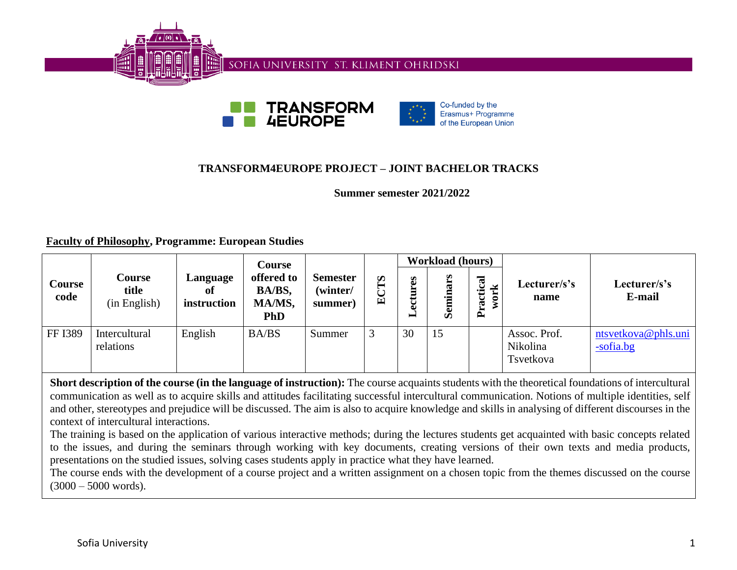SOFIA UNIVERSITY ST. KLIMENT OHRIDSKI

TRANSFORM 4EUROPE

Co-funded by the Erasmus+ Programme of the European Union

## TRANSFORM4EUROPE PROJECT – JOINT BACHELOR TRACKS

**Summer semester 2021/2022**

**Faculty of Philosophy, Programme: European Studies**

| Course code | Course title (in English) | Language of instruction | Course offered to BA/BS, MA/MS, PhD | Semester (winter/ summer) | ECTS | Workload (hours) | | | Lecturer/s's name | Lecturer/s's E-mail |
|---|---|---|---|---|---|---|---|---|---|---|
| | | | | | | Lectures | Seminars | Practical work | | |
| FF I389 | Intercultural relations | English | BA/BS | Summer | 3 | 30 | 15 | | Assoc. Prof. Nikolina Tsvetkova | ntsvetkova@phls.uni-sofia.bg |

**Short description of the course (in the language of instruction):** The course acquaints students with the theoretical foundations of intercultural communication as well as to acquire skills and attitudes facilitating successful intercultural communication. Notions of multiple identities, self and other, stereotypes and prejudice will be discussed. The aim is also to acquire knowledge and skills in analysing of different discourses in the context of intercultural interactions.

The training is based on the application of various interactive methods; during the lectures students get acquainted with basic concepts related to the issues, and during the seminars through working with key documents, creating versions of their own texts and media products, presentations on the studied issues, solving cases students apply in practice what they have learned.

The course ends with the development of a course project and a written assignment on a chosen topic from the themes discussed on the course (3000 – 5000 words).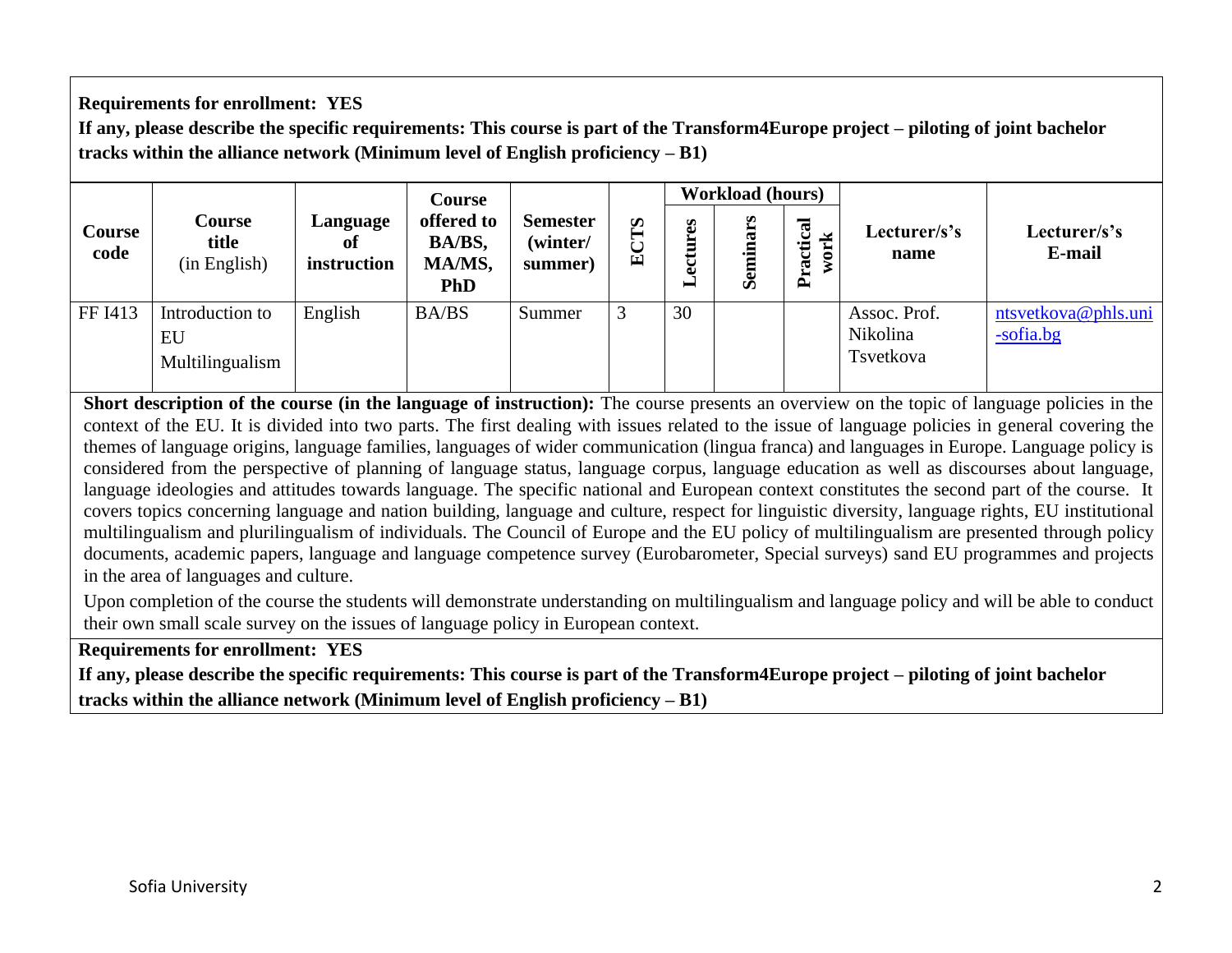**Requirements for enrollment: YES**

**If any, please describe the specific requirements: This course is part of the Transform4Europe project – piloting of joint bachelor tracks within the alliance network (Minimum level of English proficiency – B1)**

| Course code | Course title (in English) | Language of instruction | Course offered to BA/BS, MA/MS, PhD | Semester (winter/ summer) | ECTS | Workload (hours) | | | Lecturer/s's name | Lecturer/s's E-mail |
|---|---|---|---|---|---|---|---|---|---|---|
| | | | | | | Lectures | Seminars | Practical work | | |
| FF I413 | Introduction to EU Multilingualism | English | BA/BS | Summer | 3 | 30 | | | Assoc. Prof. Nikolina Tsvetkova | ntsvetkova@phls.uni-sofia.bg |

**Short description of the course (in the language of instruction):** The course presents an overview on the topic of language policies in the context of the EU. It is divided into two parts. The first dealing with issues related to the issue of language policies in general covering the themes of language origins, language families, languages of wider communication (lingua franca) and languages in Europe. Language policy is considered from the perspective of planning of language status, language corpus, language education as well as discourses about language, language ideologies and attitudes towards language. The specific national and European context constitutes the second part of the course. It covers topics concerning language and nation building, language and culture, respect for linguistic diversity, language rights, EU institutional multilingualism and plurilingualism of individuals. The Council of Europe and the EU policy of multilingualism are presented through policy documents, academic papers, language and language competence survey (Eurobarometer, Special surveys) sand EU programmes and projects in the area of languages and culture.

Upon completion of the course the students will demonstrate understanding on multilingualism and language policy and will be able to conduct their own small scale survey on the issues of language policy in European context.

**Requirements for enrollment: YES**

**If any, please describe the specific requirements: This course is part of the Transform4Europe project – piloting of joint bachelor tracks within the alliance network (Minimum level of English proficiency – B1)**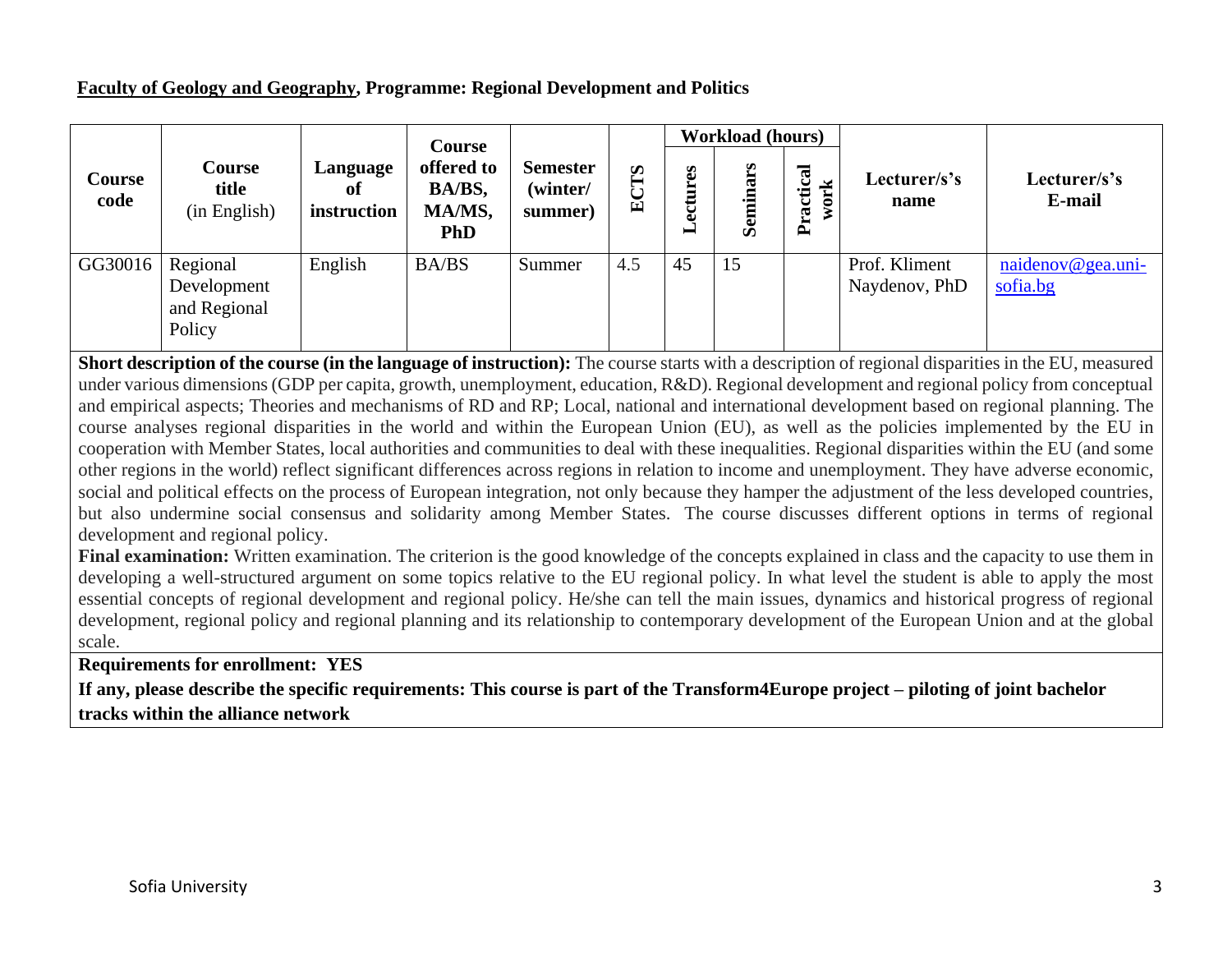**<u>Faculty of Geology and Geography</u>, Programme: Regional Development and Politics**

| Course code | Course title (in English) | Language of instruction | Course offered to BA/BS, MA/MS, PhD | Semester (winter/ summer) | ECTS | Workload (hours) | | | Lecturer/s's name | Lecturer/s's E-mail |
|---|---|---|---|---|---|---|---|---|---|---|
| | | | | | | Lectures | Seminars | Practical work | | |
| GG30016 | Regional Development and Regional Policy | English | BA/BS | Summer | 4.5 | 45 | 15 | | Prof. Kliment Naydenov, PhD | naidenov@gea.uni-sofia.bg |

**Short description of the course (in the language of instruction):** The course starts with a description of regional disparities in the EU, measured under various dimensions (GDP per capita, growth, unemployment, education, R&D). Regional development and regional policy from conceptual and empirical aspects; Theories and mechanisms of RD and RP; Local, national and international development based on regional planning. The course analyses regional disparities in the world and within the European Union (EU), as well as the policies implemented by the EU in cooperation with Member States, local authorities and communities to deal with these inequalities. Regional disparities within the EU (and some other regions in the world) reflect significant differences across regions in relation to income and unemployment. They have adverse economic, social and political effects on the process of European integration, not only because they hamper the adjustment of the less developed countries, but also undermine social consensus and solidarity among Member States. The course discusses different options in terms of regional development and regional policy.

**Final examination:** Written examination. The criterion is the good knowledge of the concepts explained in class and the capacity to use them in developing a well-structured argument on some topics relative to the EU regional policy. In what level the student is able to apply the most essential concepts of regional development and regional policy. He/she can tell the main issues, dynamics and historical progress of regional development, regional policy and regional planning and its relationship to contemporary development of the European Union and at the global scale.

**Requirements for enrollment: YES**

**If any, please describe the specific requirements: This course is part of the Transform4Europe project – piloting of joint bachelor tracks within the alliance network**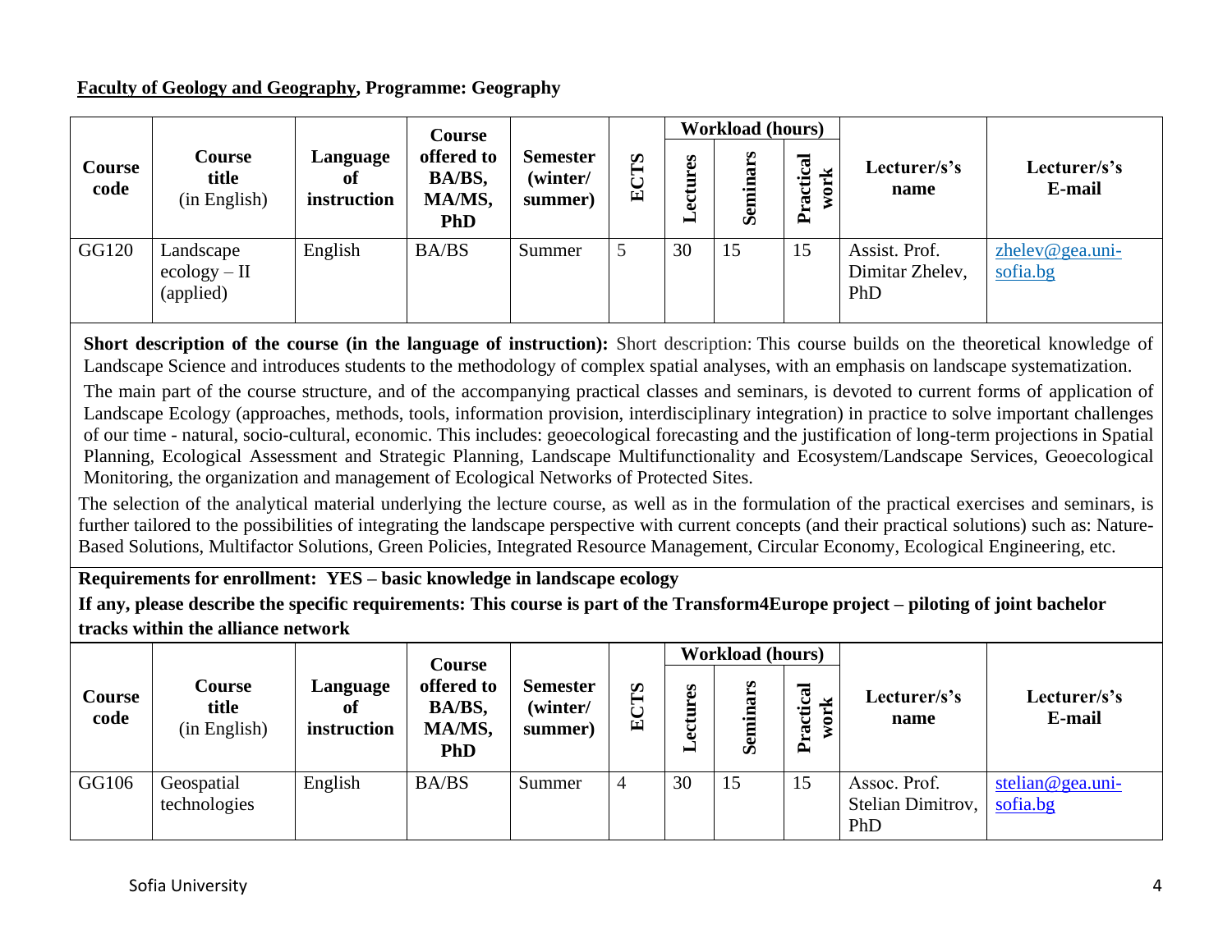**Faculty of Geology and Geography, Programme: Geography**

| Course code | Course title (in English) | Language of instruction | Course offered to BA/BS, MA/MS, PhD | Semester (winter/ summer) | ECTS | Workload (hours) | | | Lecturer/s's name | Lecturer/s's E-mail |
|---|---|---|---|---|---|---|---|---|---|---|
| | | | | | | Lectures | Seminars | Practical work | | |
| GG120 | Landscape ecology – II (applied) | English | BA/BS | Summer | 5 | 30 | 15 | 15 | Assist. Prof. Dimitar Zhelev, PhD | zhelev@gea.uni-sofia.bg |

**Short description of the course (in the language of instruction):** Short description: This course builds on the theoretical knowledge of Landscape Science and introduces students to the methodology of complex spatial analyses, with an emphasis on landscape systematization.

The main part of the course structure, and of the accompanying practical classes and seminars, is devoted to current forms of application of Landscape Ecology (approaches, methods, tools, information provision, interdisciplinary integration) in practice to solve important challenges of our time - natural, socio-cultural, economic. This includes: geoecological forecasting and the justification of long-term projections in Spatial Planning, Ecological Assessment and Strategic Planning, Landscape Multifunctionality and Ecosystem/Landscape Services, Geoecological Monitoring, the organization and management of Ecological Networks of Protected Sites.

The selection of the analytical material underlying the lecture course, as well as in the formulation of the practical exercises and seminars, is further tailored to the possibilities of integrating the landscape perspective with current concepts (and their practical solutions) such as: Nature-Based Solutions, Multifactor Solutions, Green Policies, Integrated Resource Management, Circular Economy, Ecological Engineering, etc.

**Requirements for enrollment: YES – basic knowledge in landscape ecology**

**If any, please describe the specific requirements: This course is part of the Transform4Europe project – piloting of joint bachelor tracks within the alliance network**

| Course code | Course title (in English) | Language of instruction | Course offered to BA/BS, MA/MS, PhD | Semester (winter/ summer) | ECTS | Workload (hours) | | | Lecturer/s's name | Lecturer/s's E-mail |
|---|---|---|---|---|---|---|---|---|---|---|
| | | | | | | Lectures | Seminars | Practical work | | |
| GG106 | Geospatial technologies | English | BA/BS | Summer | 4 | 30 | 15 | 15 | Assoc. Prof. Stelian Dimitrov, PhD | stelian@gea.uni-sofia.bg |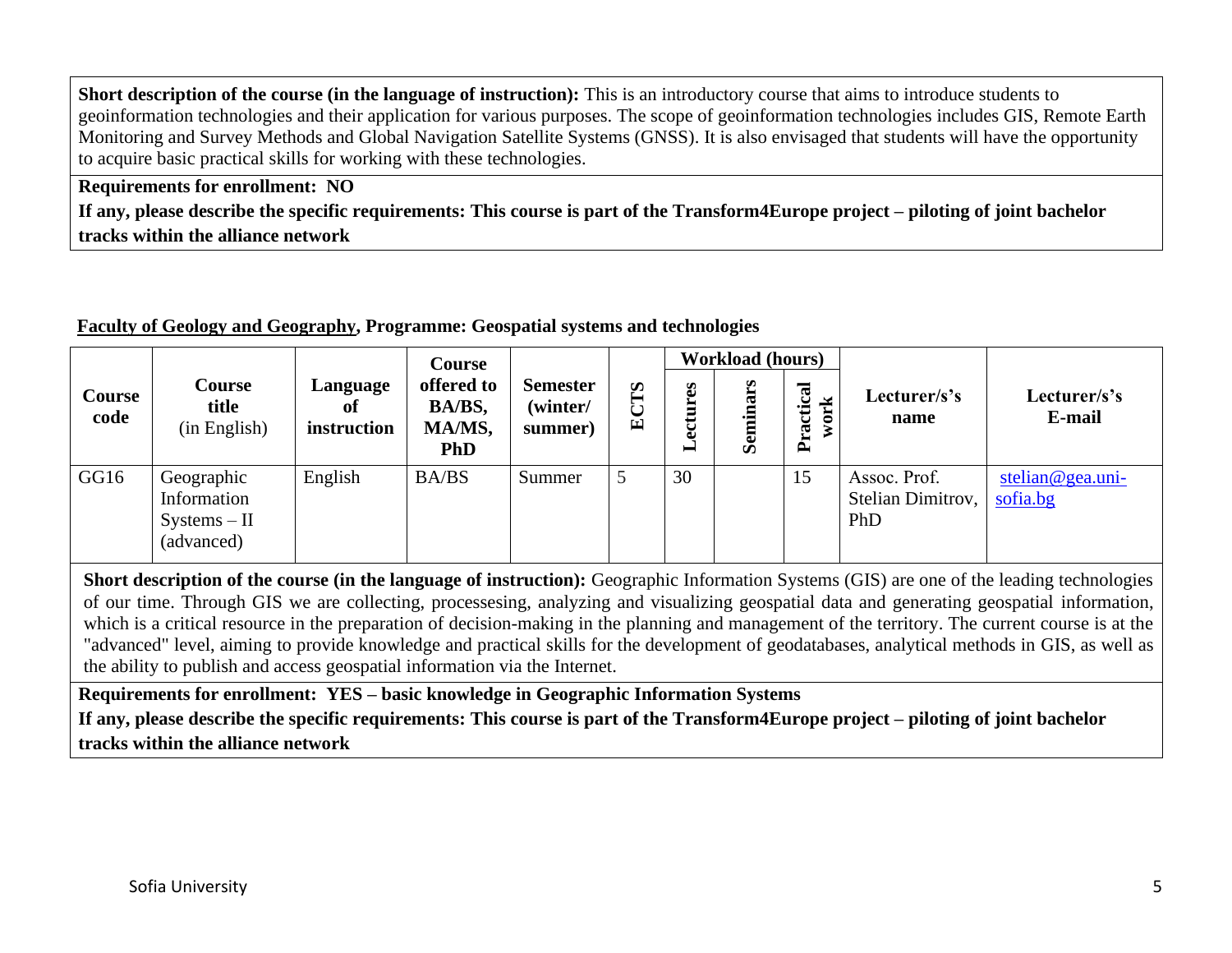**Short description of the course (in the language of instruction):** This is an introductory course that aims to introduce students to geoinformation technologies and their application for various purposes. The scope of geoinformation technologies includes GIS, Remote Earth Monitoring and Survey Methods and Global Navigation Satellite Systems (GNSS). It is also envisaged that students will have the opportunity to acquire basic practical skills for working with these technologies.

**Requirements for enrollment: NO**

**If any, please describe the specific requirements: This course is part of the Transform4Europe project – piloting of joint bachelor tracks within the alliance network**

**Faculty of Geology and Geography, Programme: Geospatial systems and technologies**

| Course code | Course title (in English) | Language of instruction | Course offered to BA/BS, MA/MS, PhD | Semester (winter/ summer) | ECTS | Workload (hours) | | | Lecturer/s's name | Lecturer/s's E-mail |
|---|---|---|---|---|---|---|---|---|---|---|
| | | | | | | Lectures | Seminars | Practical work | | |
| GG16 | Geographic Information Systems – II (advanced) | English | BA/BS | Summer | 5 | 30 | | 15 | Assoc. Prof. Stelian Dimitrov, PhD | stelian@gea.uni-sofia.bg |

**Short description of the course (in the language of instruction):** Geographic Information Systems (GIS) are one of the leading technologies of our time. Through GIS we are collecting, processesing, analyzing and visualizing geospatial data and generating geospatial information, which is a critical resource in the preparation of decision-making in the planning and management of the territory. The current course is at the "advanced" level, aiming to provide knowledge and practical skills for the development of geodatabases, analytical methods in GIS, as well as the ability to publish and access geospatial information via the Internet.

**Requirements for enrollment: YES – basic knowledge in Geographic Information Systems**

**If any, please describe the specific requirements: This course is part of the Transform4Europe project – piloting of joint bachelor tracks within the alliance network**